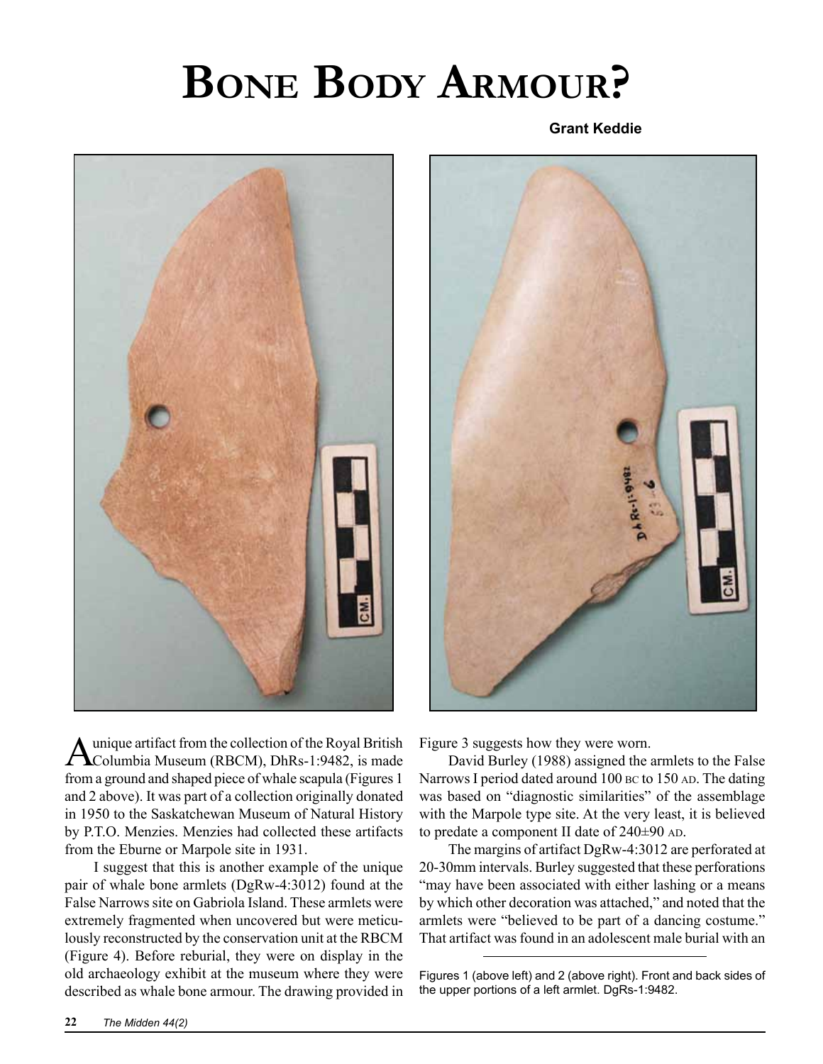# Bone Body Armour?

**Grant Keddie**

A unique artifact from the collection of the Royal British Columbia Museum (RBCM), DhRs-1:9482, is made from a ground and shaped piece of whale scapula (Figures 1 and 2 above). It was part of a collection originally donated in 1950 to the Saskatchewan Museum of Natural History by P.T.O. Menzies. Menzies had collected these artifacts from the Eburne or Marpole site in 1931.

I suggest that this is another example of the unique pair of whale bone armlets (DgRw-4:3012) found at the False Narrows site on Gabriola Island. These armlets were extremely fragmented when uncovered but were meticulously reconstructed by the conservation unit at the RBCM (Figure 4). Before reburial, they were on display in the old archaeology exhibit at the museum where they were described as whale bone armour. The drawing provided in Figure 3 suggests how they were worn.

David Burley (1988) assigned the armlets to the False Narrows I period dated around 100 BC to 150 AD. The dating was based on "diagnostic similarities" of the assemblage with the Marpole type site. At the very least, it is believed to predate a component II date of 240±90 AD.

The margins of artifact DgRw-4:3012 are perforated at 20-30mm intervals. Burley suggested that these perforations "may have been associated with either lashing or a means by which other decoration was attached," and noted that the armlets were "believed to be part of a dancing costume." That artifact was found in an adolescent male burial with an

Figures 1 (above left) and 2 (above right). Front and back sides of the upper portions of a left armlet. DgRs-1:9482.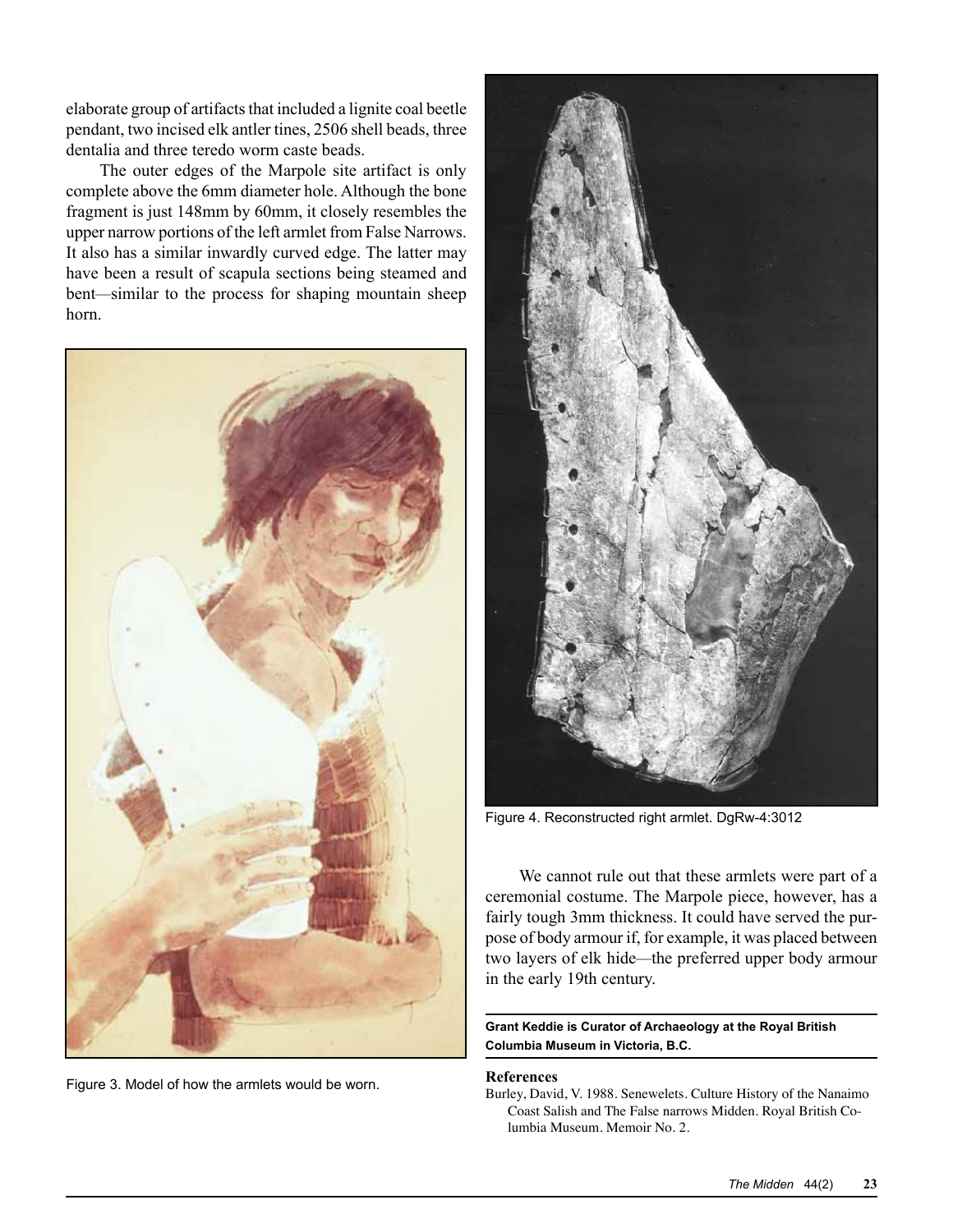elaborate group of artifacts that included a lignite coal beetle pendant, two incised elk antler tines, 2506 shell beads, three dentalia and three teredo worm caste beads.

The outer edges of the Marpole site artifact is only complete above the 6mm diameter hole. Although the bone fragment is just 148mm by 60mm, it closely resembles the upper narrow portions of the left armlet from False Narrows. It also has a similar inwardly curved edge. The latter may have been a result of scapula sections being steamed and bent—similar to the process for shaping mountain sheep horn.

Figure 3. Model of how the armlets would be worn.

Figure 4. Reconstructed right armlet. DgRw-4:3012

We cannot rule out that these armlets were part of a ceremonial costume. The Marpole piece, however, has a fairly tough 3mm thickness. It could have served the purpose of body armour if, for example, it was placed between two layers of elk hide—the preferred upper body armour in the early 19th century.

**Grant Keddie is Curator of Archaeology at the Royal British Columbia Museum in Victoria, B.C.**

**References**

Burley, David, V. 1988. Senewelets. Culture History of the Nanaimo Coast Salish and The False narrows Midden. Royal British Columbia Museum. Memoir No. 2.